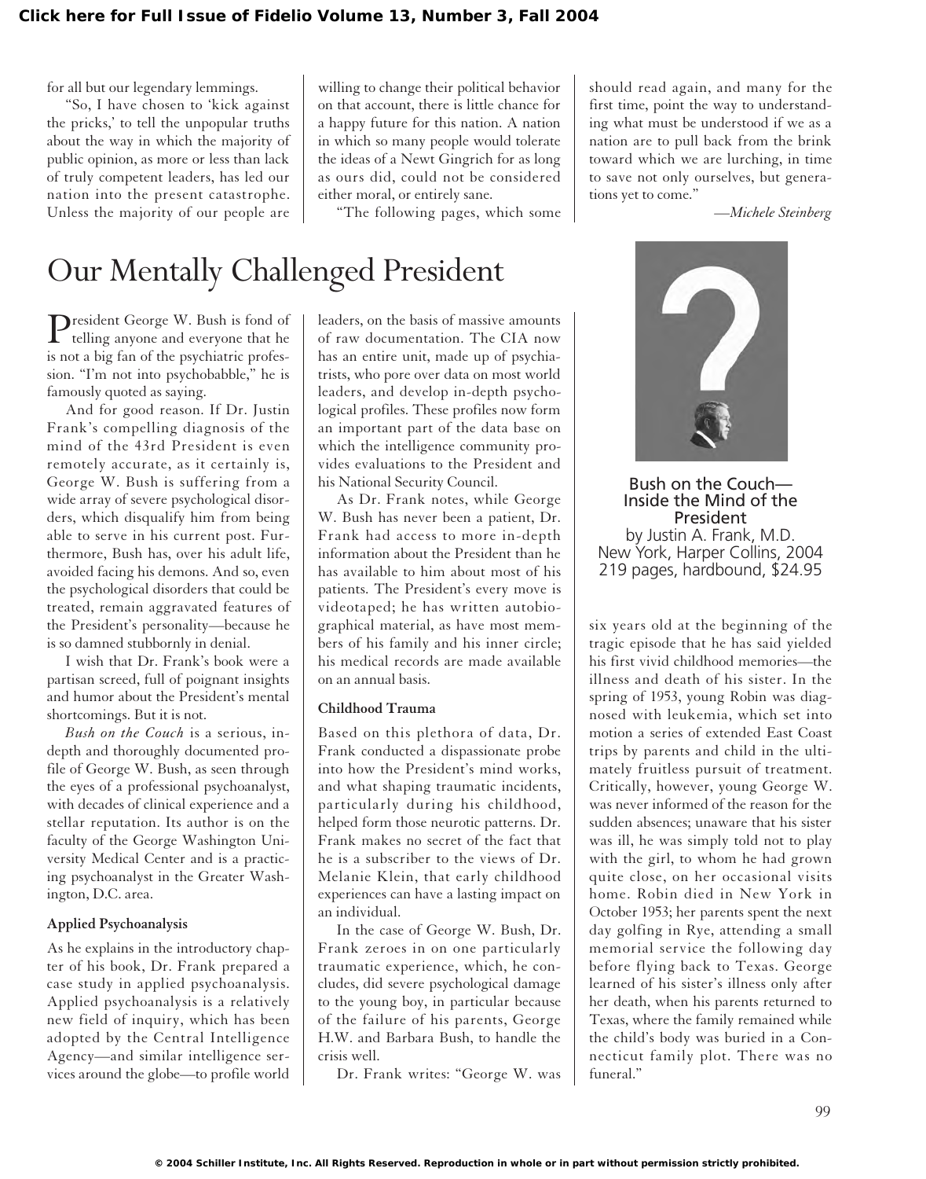for all but our legendary lemmings.

"So, I have chosen to 'kick against the pricks,' to tell the unpopular truths about the way in which the majority of public opinion, as more or less than lack of truly competent leaders, has led our nation into the present catastrophe. Unless the majority of our people are willing to change their political behavior on that account, there is little chance for a happy future for this nation. A nation in which so many people would tolerate the ideas of a Newt Gingrich for as long as ours did, could not be considered either moral, or entirely sane.

"The following pages, which some should read again, and many for the first time, point the way to understanding what must be understood if we as a nation are to pull back from the brink toward which we are lurching, in time to save not only ourselves, but generations yet to come."

*—Michele Steinberg*

# Our Mentally Challenged President

**Bush on the Couch—Inside the Mind of the President**
by Justin A. Frank, M.D.
New York, Harper Collins, 2004
219 pages, hardbound, $24.95

President George W. Bush is fond of telling anyone and everyone that he is not a big fan of the psychiatric profession. "I'm not into psychobabble," he is famously quoted as saying.

And for good reason. If Dr. Justin Frank's compelling diagnosis of the mind of the 43rd President is even remotely accurate, as it certainly is, George W. Bush is suffering from a wide array of severe psychological disorders, which disqualify him from being able to serve in his current post. Furthermore, Bush has, over his adult life, avoided facing his demons. And so, even the psychological disorders that could be treated, remain aggravated features of the President's personality—because he is so damned stubbornly in denial.

I wish that Dr. Frank's book were a partisan screed, full of poignant insights and humor about the President's mental shortcomings. But it is not.

*Bush on the Couch* is a serious, in-depth and thoroughly documented profile of George W. Bush, as seen through the eyes of a professional psychoanalyst, with decades of clinical experience and a stellar reputation. Its author is on the faculty of the George Washington University Medical Center and is a practicing psychoanalyst in the Greater Washington, D.C. area.

### Applied Psychoanalysis

As he explains in the introductory chapter of his book, Dr. Frank prepared a case study in applied psychoanalysis. Applied psychoanalysis is a relatively new field of inquiry, which has been adopted by the Central Intelligence Agency—and similar intelligence services around the globe—to profile world leaders, on the basis of massive amounts of raw documentation. The CIA now has an entire unit, made up of psychiatrists, who pore over data on most world leaders, and develop in-depth psychological profiles. These profiles now form an important part of the data base on which the intelligence community provides evaluations to the President and his National Security Council.

As Dr. Frank notes, while George W. Bush has never been a patient, Dr. Frank had access to more in-depth information about the President than he has available to him about most of his patients. The President's every move is videotaped; he has written autobiographical material, as have most members of his family and his inner circle; his medical records are made available on an annual basis.

### Childhood Trauma

Based on this plethora of data, Dr. Frank conducted a dispassionate probe into how the President's mind works, and what shaping traumatic incidents, particularly during his childhood, helped form those neurotic patterns. Dr. Frank makes no secret of the fact that he is a subscriber to the views of Dr. Melanie Klein, that early childhood experiences can have a lasting impact on an individual.

In the case of George W. Bush, Dr. Frank zeroes in on one particularly traumatic experience, which, he concludes, did severe psychological damage to the young boy, in particular because of the failure of his parents, George H.W. and Barbara Bush, to handle the crisis well.

Dr. Frank writes: "George W. was six years old at the beginning of the tragic episode that he has said yielded his first vivid childhood memories—the illness and death of his sister. In the spring of 1953, young Robin was diagnosed with leukemia, which set into motion a series of extended East Coast trips by parents and child in the ultimately fruitless pursuit of treatment. Critically, however, young George W. was never informed of the reason for the sudden absences; unaware that his sister was ill, he was simply told not to play with the girl, to whom he had grown quite close, on her occasional visits home. Robin died in New York in October 1953; her parents spent the next day golfing in Rye, attending a small memorial service the following day before flying back to Texas. George learned of his sister's illness only after her death, when his parents returned to Texas, where the family remained while the child's body was buried in a Connecticut family plot. There was no funeral."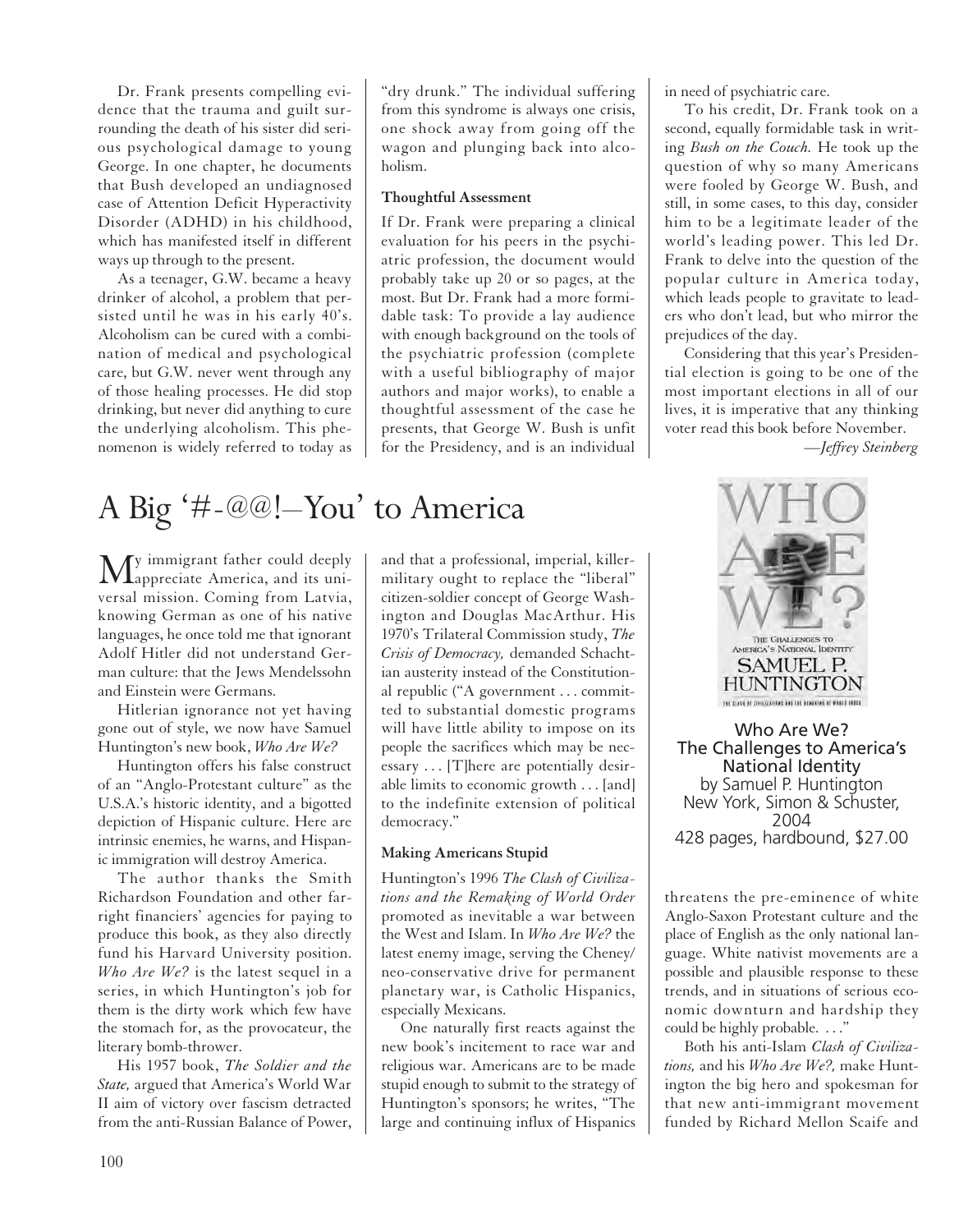Dr. Frank presents compelling evidence that the trauma and guilt surrounding the death of his sister did serious psychological damage to young George. In one chapter, he documents that Bush developed an undiagnosed case of Attention Deficit Hyperactivity Disorder (ADHD) in his childhood, which has manifested itself in different ways up through to the present.

As a teenager, G.W. became a heavy drinker of alcohol, a problem that persisted until he was in his early 40's. Alcoholism can be cured with a combination of medical and psychological care, but G.W. never went through any of those healing processes. He did stop drinking, but never did anything to cure the underlying alcoholism. This phenomenon is widely referred to today as "dry drunk." The individual suffering from this syndrome is always one crisis, one shock away from going off the wagon and plunging back into alcoholism.

**Thoughtful Assessment**

If Dr. Frank were preparing a clinical evaluation for his peers in the psychiatric profession, the document would probably take up 20 or so pages, at the most. But Dr. Frank had a more formidable task: To provide a lay audience with enough background on the tools of the psychiatric profession (complete with a useful bibliography of major authors and major works), to enable a thoughtful assessment of the case he presents, that George W. Bush is unfit for the Presidency, and is an individual in need of psychiatric care.

To his credit, Dr. Frank took on a second, equally formidable task in writing *Bush on the Couch.* He took up the question of why so many Americans were fooled by George W. Bush, and still, in some cases, to this day, consider him to be a legitimate leader of the world's leading power. This led Dr. Frank to delve into the question of the popular culture in America today, which leads people to gravitate to leaders who don't lead, but who mirror the prejudices of the day.

Considering that this year's Presidential election is going to be one of the most important elections in all of our lives, it is imperative that any thinking voter read this book before November.

*—Jeffrey Steinberg*

# A Big '#-@@!—You' to America

My immigrant father could deeply appreciate America, and its universal mission. Coming from Latvia, knowing German as one of his native languages, he once told me that ignorant Adolf Hitler did not understand German culture: that the Jews Mendelssohn and Einstein were Germans.

Hitlerian ignorance not yet having gone out of style, we now have Samuel Huntington's new book, *Who Are We?*

Huntington offers his false construct of an "Anglo-Protestant culture" as the U.S.A.'s historic identity, and a bigotted depiction of Hispanic culture. Here are intrinsic enemies, he warns, and Hispanic immigration will destroy America.

The author thanks the Smith Richardson Foundation and other far-right financiers' agencies for paying to produce this book, as they also directly fund his Harvard University position. *Who Are We?* is the latest sequel in a series, in which Huntington's job for them is the dirty work which few have the stomach for, as the provocateur, the literary bomb-thrower.

His 1957 book, *The Soldier and the State,* argued that America's World War II aim of victory over fascism detracted from the anti-Russian Balance of Power, and that a professional, imperial, killer-military ought to replace the "liberal" citizen-soldier concept of George Washington and Douglas MacArthur. His 1970's Trilateral Commission study, *The Crisis of Democracy,* demanded Schachtian austerity instead of the Constitutional republic ("A government . . . committed to substantial domestic programs will have little ability to impose on its people the sacrifices which may be necessary . . . [T]here are potentially desirable limits to economic growth . . . [and] to the indefinite extension of political democracy."

**Making Americans Stupid**

Huntington's 1996 *The Clash of Civilizations and the Remaking of World Order* promoted as inevitable a war between the West and Islam. In *Who Are We?* the latest enemy image, serving the Cheney/neo-conservative drive for permanent planetary war, is Catholic Hispanics, especially Mexicans.

One naturally first reacts against the new book's incitement to race war and religious war. Americans are to be made stupid enough to submit to the strategy of Huntington's sponsors; he writes, "The large and continuing influx of Hispanics threatens the pre-eminence of white Anglo-Saxon Protestant culture and the place of English as the only national language. White nativist movements are a possible and plausible response to these trends, and in situations of serious economic downturn and hardship they could be highly probable. . . ."

Both his anti-Islam *Clash of Civilizations,* and his *Who Are We?,* make Huntington the big hero and spokesman for that new anti-immigrant movement funded by Richard Mellon Scaife and

Who Are We?
The Challenges to America's National Identity
by Samuel P. Huntington
New York, Simon & Schuster, 2004
428 pages, hardbound, $27.00